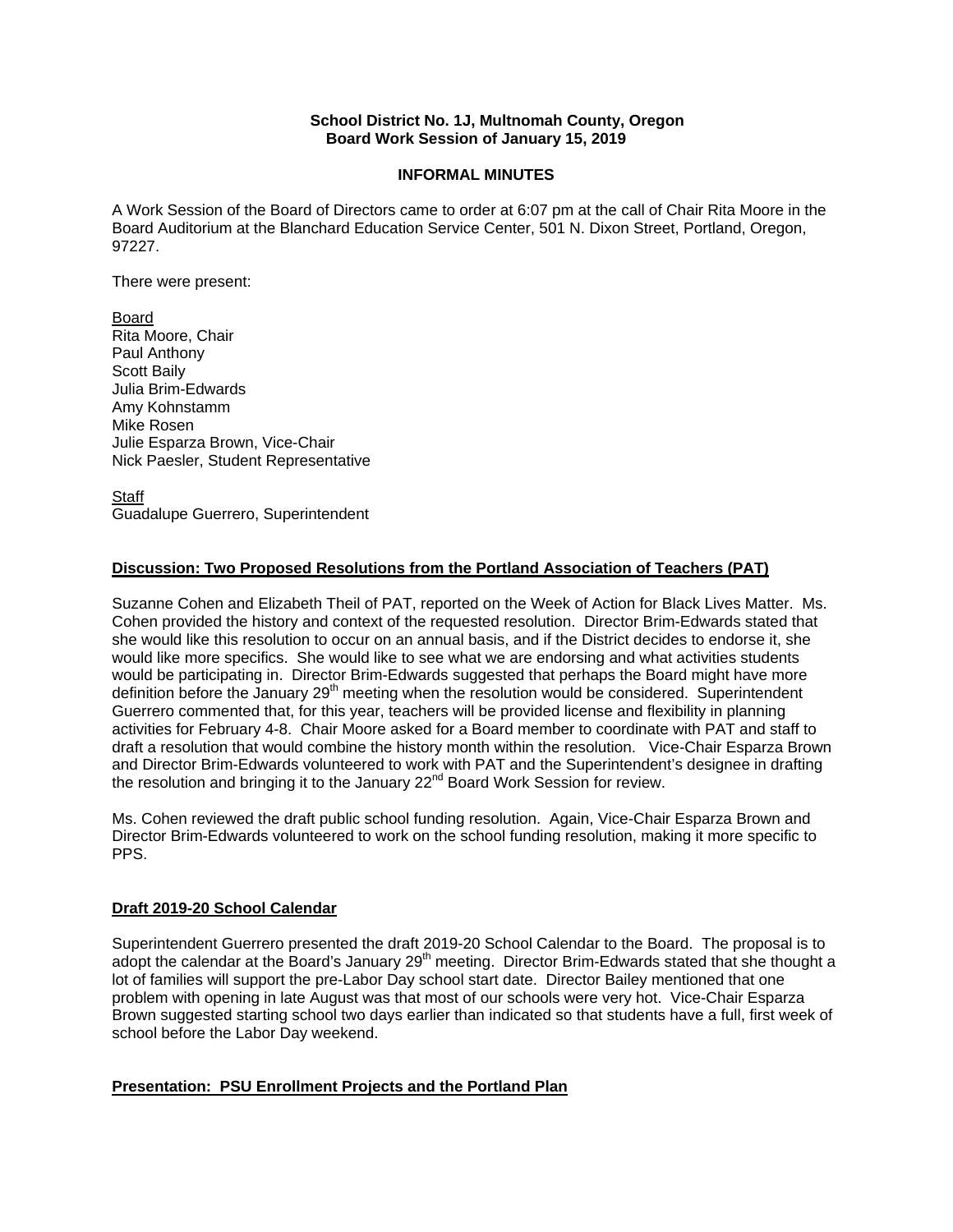**School District No. 1J, Multnomah County, Oregon**
**Board Work Session of January 15, 2019**

**INFORMAL MINUTES**

A Work Session of the Board of Directors came to order at 6:07 pm at the call of Chair Rita Moore in the Board Auditorium at the Blanchard Education Service Center, 501 N. Dixon Street, Portland, Oregon, 97227.

There were present:

Board
Rita Moore, Chair
Paul Anthony
Scott Baily
Julia Brim-Edwards
Amy Kohnstamm
Mike Rosen
Julie Esparza Brown, Vice-Chair
Nick Paesler, Student Representative

Staff
Guadalupe Guerrero, Superintendent

## Discussion: Two Proposed Resolutions from the Portland Association of Teachers (PAT)

Suzanne Cohen and Elizabeth Theil of PAT, reported on the Week of Action for Black Lives Matter. Ms. Cohen provided the history and context of the requested resolution. Director Brim-Edwards stated that she would like this resolution to occur on an annual basis, and if the District decides to endorse it, she would like more specifics. She would like to see what we are endorsing and what activities students would be participating in. Director Brim-Edwards suggested that perhaps the Board might have more definition before the January 29th meeting when the resolution would be considered. Superintendent Guerrero commented that, for this year, teachers will be provided license and flexibility in planning activities for February 4-8. Chair Moore asked for a Board member to coordinate with PAT and staff to draft a resolution that would combine the history month within the resolution. Vice-Chair Esparza Brown and Director Brim-Edwards volunteered to work with PAT and the Superintendent's designee in drafting the resolution and bringing it to the January 22nd Board Work Session for review.

Ms. Cohen reviewed the draft public school funding resolution. Again, Vice-Chair Esparza Brown and Director Brim-Edwards volunteered to work on the school funding resolution, making it more specific to PPS.

## Draft 2019-20 School Calendar

Superintendent Guerrero presented the draft 2019-20 School Calendar to the Board. The proposal is to adopt the calendar at the Board's January 29th meeting. Director Brim-Edwards stated that she thought a lot of families will support the pre-Labor Day school start date. Director Bailey mentioned that one problem with opening in late August was that most of our schools were very hot. Vice-Chair Esparza Brown suggested starting school two days earlier than indicated so that students have a full, first week of school before the Labor Day weekend.

## Presentation: PSU Enrollment Projects and the Portland Plan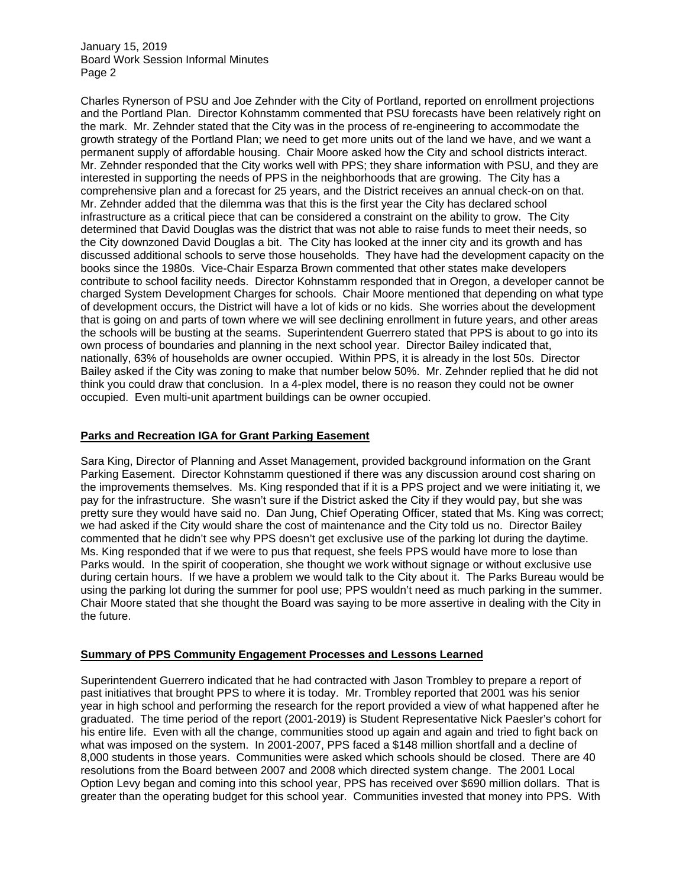Charles Rynerson of PSU and Joe Zehnder with the City of Portland, reported on enrollment projections and the Portland Plan. Director Kohnstamm commented that PSU forecasts have been relatively right on the mark. Mr. Zehnder stated that the City was in the process of re-engineering to accommodate the growth strategy of the Portland Plan; we need to get more units out of the land we have, and we want a permanent supply of affordable housing. Chair Moore asked how the City and school districts interact. Mr. Zehnder responded that the City works well with PPS; they share information with PSU, and they are interested in supporting the needs of PPS in the neighborhoods that are growing. The City has a comprehensive plan and a forecast for 25 years, and the District receives an annual check-on on that. Mr. Zehnder added that the dilemma was that this is the first year the City has declared school infrastructure as a critical piece that can be considered a constraint on the ability to grow. The City determined that David Douglas was the district that was not able to raise funds to meet their needs, so the City downzoned David Douglas a bit. The City has looked at the inner city and its growth and has discussed additional schools to serve those households. They have had the development capacity on the books since the 1980s. Vice-Chair Esparza Brown commented that other states make developers contribute to school facility needs. Director Kohnstamm responded that in Oregon, a developer cannot be charged System Development Charges for schools. Chair Moore mentioned that depending on what type of development occurs, the District will have a lot of kids or no kids. She worries about the development that is going on and parts of town where we will see declining enrollment in future years, and other areas the schools will be busting at the seams. Superintendent Guerrero stated that PPS is about to go into its own process of boundaries and planning in the next school year. Director Bailey indicated that, nationally, 63% of households are owner occupied. Within PPS, it is already in the lost 50s. Director Bailey asked if the City was zoning to make that number below 50%. Mr. Zehnder replied that he did not think you could draw that conclusion. In a 4-plex model, there is no reason they could not be owner occupied. Even multi-unit apartment buildings can be owner occupied.

**Parks and Recreation IGA for Grant Parking Easement**

Sara King, Director of Planning and Asset Management, provided background information on the Grant Parking Easement. Director Kohnstamm questioned if there was any discussion around cost sharing on the improvements themselves. Ms. King responded that if it is a PPS project and we were initiating it, we pay for the infrastructure. She wasn't sure if the District asked the City if they would pay, but she was pretty sure they would have said no. Dan Jung, Chief Operating Officer, stated that Ms. King was correct; we had asked if the City would share the cost of maintenance and the City told us no. Director Bailey commented that he didn't see why PPS doesn't get exclusive use of the parking lot during the daytime. Ms. King responded that if we were to pus that request, she feels PPS would have more to lose than Parks would. In the spirit of cooperation, she thought we work without signage or without exclusive use during certain hours. If we have a problem we would talk to the City about it. The Parks Bureau would be using the parking lot during the summer for pool use; PPS wouldn't need as much parking in the summer. Chair Moore stated that she thought the Board was saying to be more assertive in dealing with the City in the future.

**Summary of PPS Community Engagement Processes and Lessons Learned**

Superintendent Guerrero indicated that he had contracted with Jason Trombley to prepare a report of past initiatives that brought PPS to where it is today. Mr. Trombley reported that 2001 was his senior year in high school and performing the research for the report provided a view of what happened after he graduated. The time period of the report (2001-2019) is Student Representative Nick Paesler's cohort for his entire life. Even with all the change, communities stood up again and again and tried to fight back on what was imposed on the system. In 2001-2007, PPS faced a $148 million shortfall and a decline of 8,000 students in those years. Communities were asked which schools should be closed. There are 40 resolutions from the Board between 2007 and 2008 which directed system change. The 2001 Local Option Levy began and coming into this school year, PPS has received over $690 million dollars. That is greater than the operating budget for this school year. Communities invested that money into PPS. With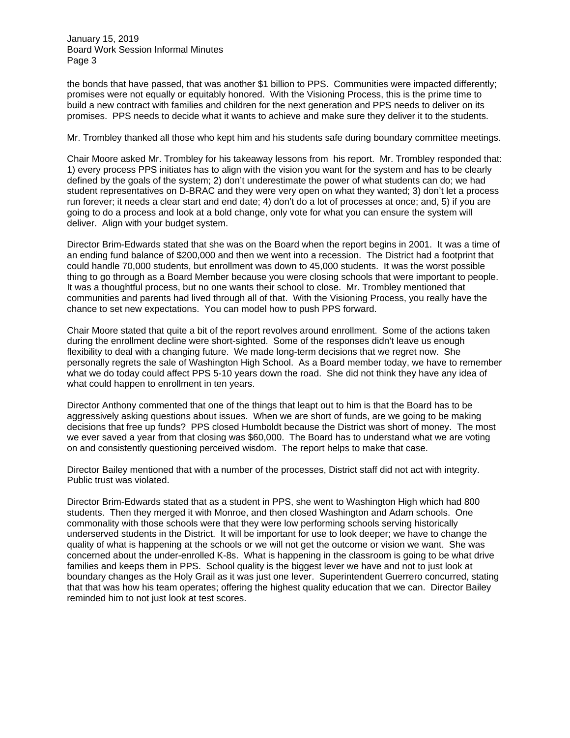the bonds that have passed, that was another $1 billion to PPS. Communities were impacted differently; promises were not equally or equitably honored. With the Visioning Process, this is the prime time to build a new contract with families and children for the next generation and PPS needs to deliver on its promises. PPS needs to decide what it wants to achieve and make sure they deliver it to the students.

Mr. Trombley thanked all those who kept him and his students safe during boundary committee meetings.

Chair Moore asked Mr. Trombley for his takeaway lessons from his report. Mr. Trombley responded that: 1) every process PPS initiates has to align with the vision you want for the system and has to be clearly defined by the goals of the system; 2) don't underestimate the power of what students can do; we had student representatives on D-BRAC and they were very open on what they wanted; 3) don't let a process run forever; it needs a clear start and end date; 4) don't do a lot of processes at once; and, 5) if you are going to do a process and look at a bold change, only vote for what you can ensure the system will deliver. Align with your budget system.

Director Brim-Edwards stated that she was on the Board when the report begins in 2001. It was a time of an ending fund balance of $200,000 and then we went into a recession. The District had a footprint that could handle 70,000 students, but enrollment was down to 45,000 students. It was the worst possible thing to go through as a Board Member because you were closing schools that were important to people. It was a thoughtful process, but no one wants their school to close. Mr. Trombley mentioned that communities and parents had lived through all of that. With the Visioning Process, you really have the chance to set new expectations. You can model how to push PPS forward.

Chair Moore stated that quite a bit of the report revolves around enrollment. Some of the actions taken during the enrollment decline were short-sighted. Some of the responses didn't leave us enough flexibility to deal with a changing future. We made long-term decisions that we regret now. She personally regrets the sale of Washington High School. As a Board member today, we have to remember what we do today could affect PPS 5-10 years down the road. She did not think they have any idea of what could happen to enrollment in ten years.

Director Anthony commented that one of the things that leapt out to him is that the Board has to be aggressively asking questions about issues. When we are short of funds, are we going to be making decisions that free up funds? PPS closed Humboldt because the District was short of money. The most we ever saved a year from that closing was $60,000. The Board has to understand what we are voting on and consistently questioning perceived wisdom. The report helps to make that case.

Director Bailey mentioned that with a number of the processes, District staff did not act with integrity. Public trust was violated.

Director Brim-Edwards stated that as a student in PPS, she went to Washington High which had 800 students. Then they merged it with Monroe, and then closed Washington and Adam schools. One commonality with those schools were that they were low performing schools serving historically underserved students in the District. It will be important for use to look deeper; we have to change the quality of what is happening at the schools or we will not get the outcome or vision we want. She was concerned about the under-enrolled K-8s. What is happening in the classroom is going to be what drive families and keeps them in PPS. School quality is the biggest lever we have and not to just look at boundary changes as the Holy Grail as it was just one lever. Superintendent Guerrero concurred, stating that that was how his team operates; offering the highest quality education that we can. Director Bailey reminded him to not just look at test scores.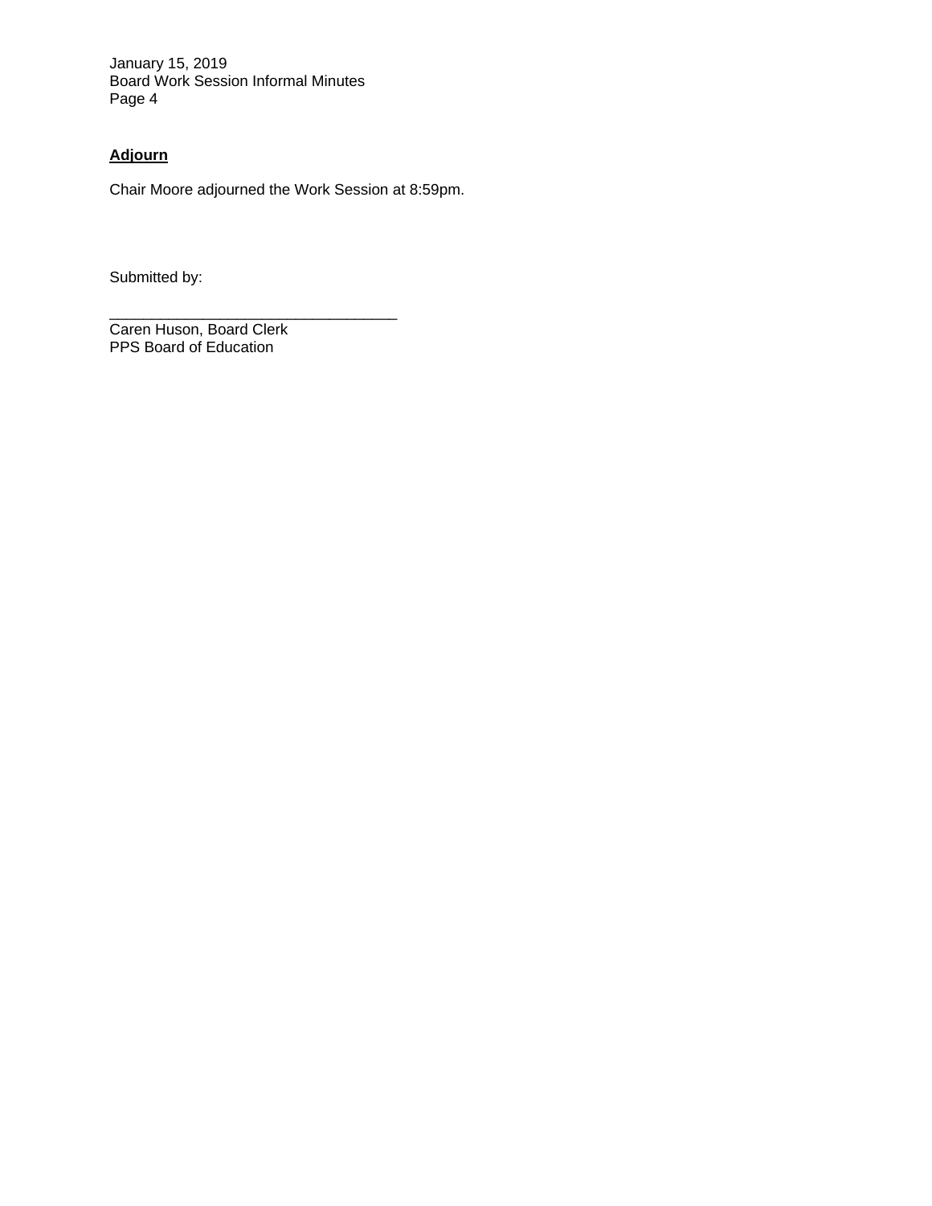**Adjourn**

Chair Moore adjourned the Work Session at 8:59pm.

Submitted by:

___________________________________
Caren Huson, Board Clerk
PPS Board of Education